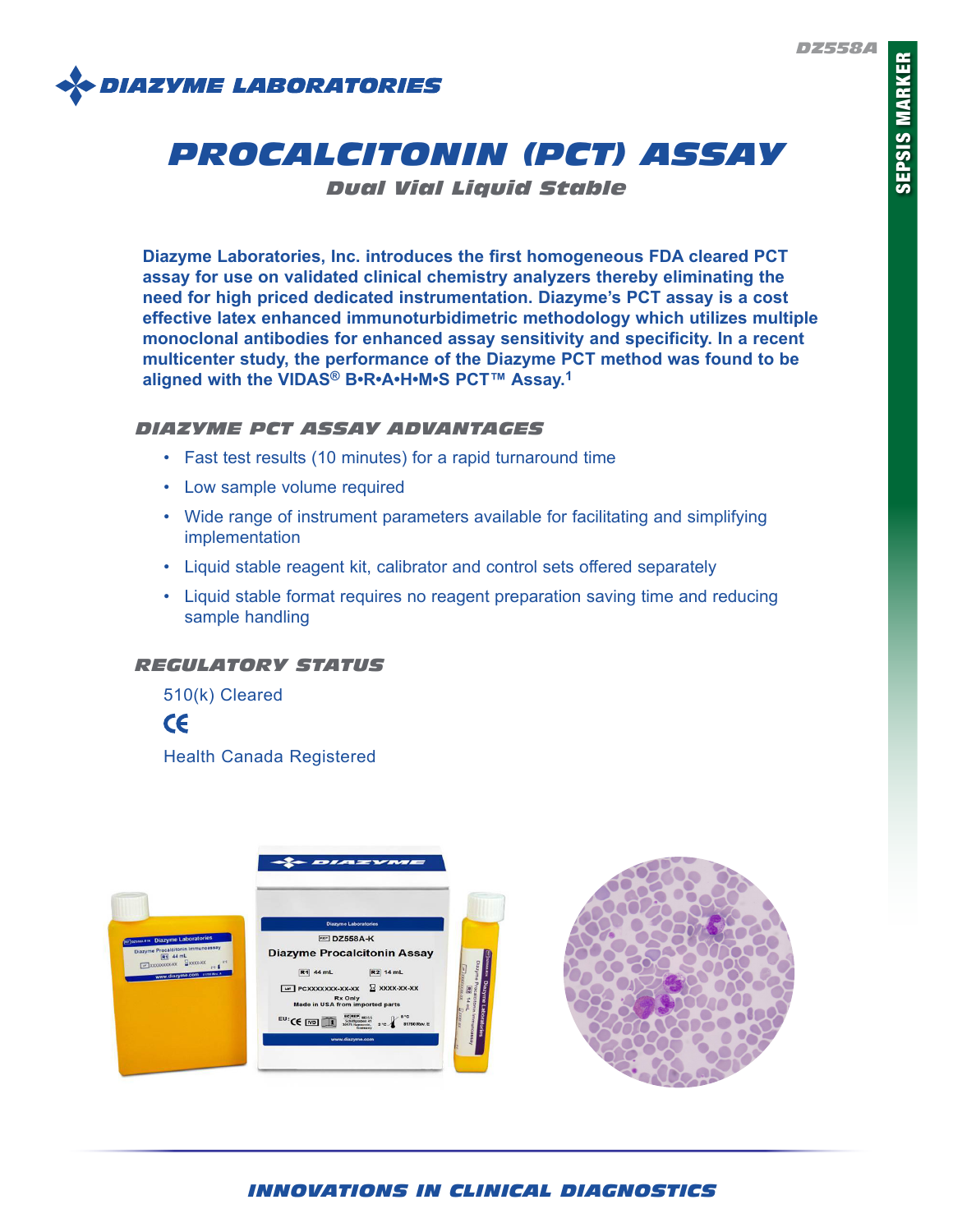DZ558A

**DIAZYME LABORATORIES**

SEPSIS MARKER

# PROCALCITONIN (PCT) ASSAY

## *Dual Vial Liquid Stable*

**Diazyme Laboratories, Inc. introduces the first homogeneous FDA cleared PCT assay for use on validated clinical chemistry analyzers thereby eliminating the need for high priced dedicated instrumentation. Diazyme's PCT assay is a cost effective latex enhanced immunoturbidimetric methodology which utilizes multiple monoclonal antibodies for enhanced assay sensitivity and specificity. In a recent multicenter study, the performance of the Diazyme PCT method was found to be aligned with the VIDAS® B•R•A•H•M•S PCT™ Assay.[1]**

### *DIAZYME PCT ASSAY ADVANTAGES*

- Fast test results (10 minutes) for a rapid turnaround time
- Low sample volume required
- Wide range of instrument parameters available for facilitating and simplifying implementation
- Liquid stable reagent kit, calibrator and control sets offered separately
- Liquid stable format requires no reagent preparation saving time and reducing sample handling

### *REGULATORY STATUS*

510(k) Cleared

CE

Health Canada Registered

*INNOVATIONS IN CLINICAL DIAGNOSTICS*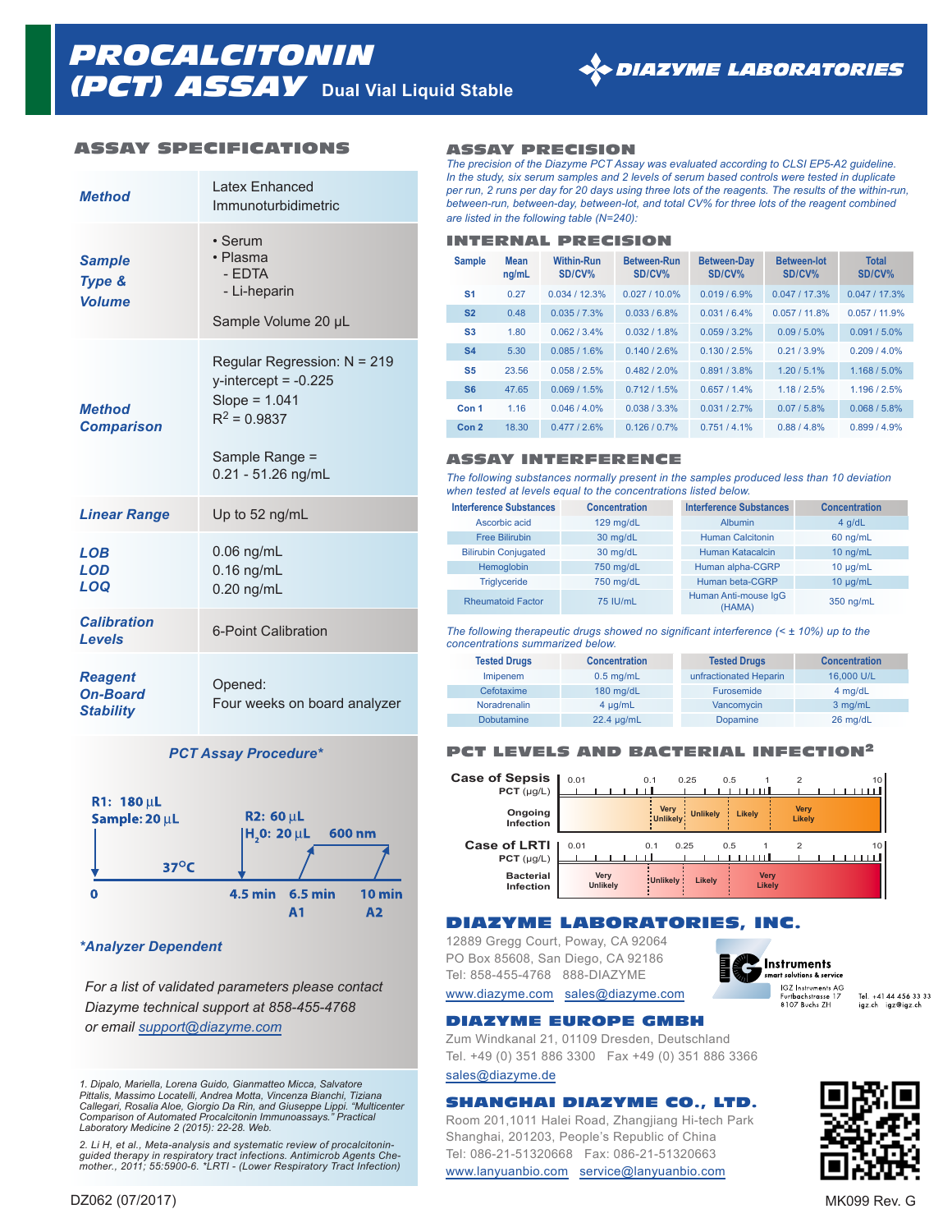# PROCALCITONIN (PCT) ASSAY Dual Vial Liquid Stable

DIAZYME LABORATORIES

## ASSAY SPECIFICATIONS

| | |
|---|---|
| **Method** | Latex Enhanced Immunoturbidimetric |
| **Sample Type & Volume** | • Serum<br>• Plasma<br>- EDTA<br>- Li-heparin<br><br>Sample Volume 20 µL |
| **Method Comparison** | Regular Regression: N = 219<br>y-intercept = -0.225<br>Slope = 1.041<br>$R^2$ = 0.9837<br><br>Sample Range =<br>0.21 - 51.26 ng/mL |
| **Linear Range** | Up to 52 ng/mL |
| **LOB**<br>**LOD**<br>**LOQ** | 0.06 ng/mL<br>0.16 ng/mL<br>0.20 ng/mL |
| **Calibration Levels** | 6-Point Calibration |
| **Reagent On-Board Stability** | Opened:<br>Four weeks on board analyzer |

### PCT Assay Procedure*

R1: 180 µL
Sample: 20 µL
37°C
R2: 60 µL
$H_2O$: 20 µL
600 nm
0
4.5 min
6.5 min
10 min
A1
A2

*Analyzer Dependent

*For a list of validated parameters please contact Diazyme technical support at 858-455-4768 or email support@diazyme.com*

## ASSAY PRECISION

*The precision of the Diazyme PCT Assay was evaluated according to CLSI EP5-A2 guideline. In the study, six serum samples and 2 levels of serum based controls were tested in duplicate per run, 2 runs per day for 20 days using three lots of the reagents. The results of the within-run, between-run, between-day, between-lot, and total CV% for three lots of the reagent combined are listed in the following table (N=240):*

### INTERNAL PRECISION

| Sample | Mean ng/mL | Within-Run SD/CV% | Between-Run SD/CV% | Between-Day SD/CV% | Between-lot SD/CV% | Total SD/CV% |
|---|---|---|---|---|---|---|
| S1 | 0.27 | 0.034 / 12.3% | 0.027 / 10.0% | 0.019 / 6.9% | 0.047 / 17.3% | 0.047 / 17.3% |
| S2 | 0.48 | 0.035 / 7.3% | 0.033 / 6.8% | 0.031 / 6.4% | 0.057 / 11.8% | 0.057 / 11.9% |
| S3 | 1.80 | 0.062 / 3.4% | 0.032 / 1.8% | 0.059 / 3.2% | 0.09 / 5.0% | 0.091 / 5.0% |
| S4 | 5.30 | 0.085 / 1.6% | 0.140 / 2.6% | 0.130 / 2.5% | 0.21 / 3.9% | 0.209 / 4.0% |
| S5 | 23.56 | 0.058 / 2.5% | 0.482 / 2.0% | 0.891 / 3.8% | 1.20 / 5.1% | 1.168 / 5.0% |
| S6 | 47.65 | 0.069 / 1.5% | 0.712 / 1.5% | 0.657 / 1.4% | 1.18 / 2.5% | 1.196 / 2.5% |
| Con 1 | 1.16 | 0.046 / 4.0% | 0.038 / 3.3% | 0.031 / 2.7% | 0.07 / 5.8% | 0.068 / 5.8% |
| Con 2 | 18.30 | 0.477 / 2.6% | 0.126 / 0.7% | 0.751 / 4.1% | 0.88 / 4.8% | 0.899 / 4.9% |

## ASSAY INTERFERENCE

*The following substances normally present in the samples produced less than 10 deviation when tested at levels equal to the concentrations listed below.*

| Interference Substances | Concentration | Interference Substances | Concentration |
|---|---|---|---|
| Ascorbic acid | 129 mg/dL | Albumin | 4 g/dL |
| Free Bilirubin | 30 mg/dL | Human Calcitonin | 60 ng/mL |
| Bilirubin Conjugated | 30 mg/dL | Human Katacalcin | 10 ng/mL |
| Hemoglobin | 750 mg/dL | Human alpha-CGRP | 10 µg/mL |
| Triglyceride | 750 mg/dL | Human beta-CGRP | 10 µg/mL |
| Rheumatoid Factor | 75 IU/mL | Human Anti-mouse IgG (HAMA) | 350 ng/mL |

*The following therapeutic drugs showed no significant interference (< ± 10%) up to the concentrations summarized below.*

| Tested Drugs | Concentration | Tested Drugs | Concentration |
|---|---|---|---|
| Imipenem | 0.5 mg/mL | unfractionated Heparin | 16,000 U/L |
| Cefotaxime | 180 mg/dL | Furosemide | 4 mg/dL |
| Noradrenalin | 4 µg/mL | Vancomycin | 3 mg/mL |
| Dobutamine | 22.4 µg/mL | Dopamine | 26 mg/dL |

## PCT LEVELS AND BACTERIAL INFECTION[2]

Case of Sepsis
PCT (µg/L)
0.01 0.1 0.25 0.5 1 2 10
Ongoing Infection
Very Unlikely | Unlikely | Likely | Very Likely

Case of LRTI
PCT (µg/L)
0.01 0.1 0.25 0.5 1 2 10
Bacterial Infection
Very Unlikely | Unlikely | Likely | Very Likely

1. Dipalo, Mariella, Lorena Guido, Gianmatteo Micca, Salvatore Pittalis, Massimo Locatelli, Andrea Motta, Vincenza Bianchi, Tiziana Callegari, Rosalia Aloe, Giorgio Da Rin, and Giuseppe Lippi. "Multicenter Comparison of Automated Procalcitonin Immunoassays." Practical Laboratory Medicine 2 (2015): 22-28. Web.
2. Li H, et al., Meta-analysis and systematic review of procalcitonin-guided therapy in respiratory tract infections. Antimicrob Agents Chemother., 2011; 55:5900-6. *LRTI - (Lower Respiratory Tract Infection)

## DIAZYME LABORATORIES, INC.

12889 Gregg Court, Poway, CA 92064
PO Box 85608, San Diego, CA 92186
Tel: 858-455-4768 888-DIAZYME
www.diazyme.com sales@diazyme.com

IG Instruments smart solutions & service
IGZ Instruments AG
Furtbachstrasse 17
8107 Buchs ZH
Tel. +41 44 456 33 33
igz.ch igz@igz.ch

## DIAZYME EUROPE GMBH

Zum Windkanal 21, 01109 Dresden, Deutschland
Tel. +49 (0) 351 886 3300 Fax +49 (0) 351 886 3366
sales@diazyme.de

## SHANGHAI DIAZYME CO., LTD.

Room 201,1011 Halei Road, Zhangjiang Hi-tech Park
Shanghai, 201203, People's Republic of China
Tel: 086-21-51320668 Fax: 086-21-51320663
www.lanyuanbio.com service@lanyuanbio.com

DZ062 (07/2017)

MK099 Rev. G